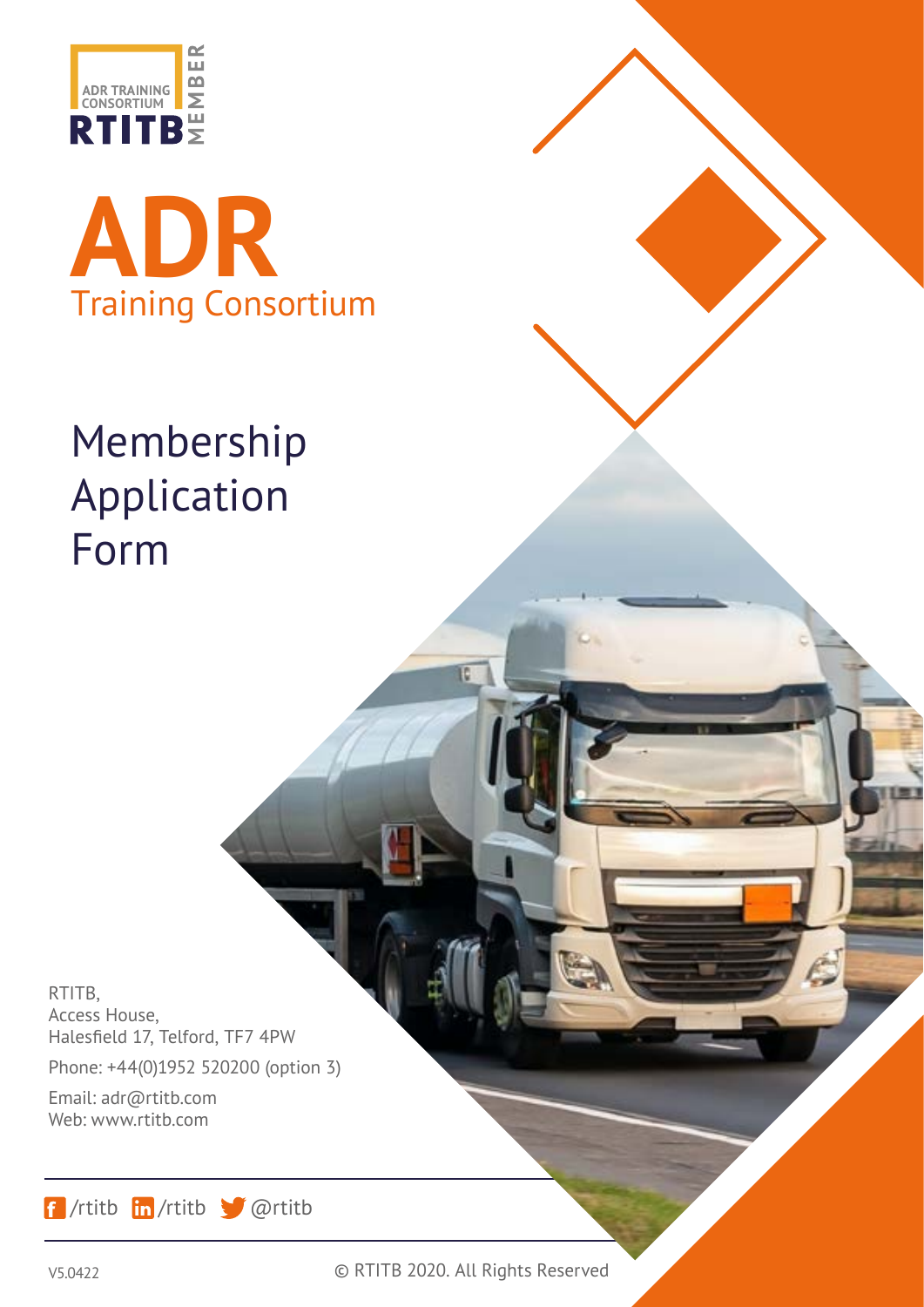ADR TRAINING CONSORTIUM RTITB MEMBER

# ADR

## Training Consortium

# Membership Application Form

RTITB,
Access House,
Halesfield 17, Telford, TF7 4PW

Phone: +44(0)1952 520200 (option 3)

Email: adr@rtitb.com
Web: www.rtitb.com

/rtitb /rtitb @rtitb

V5.0422

© RTITB 2020. All Rights Reserved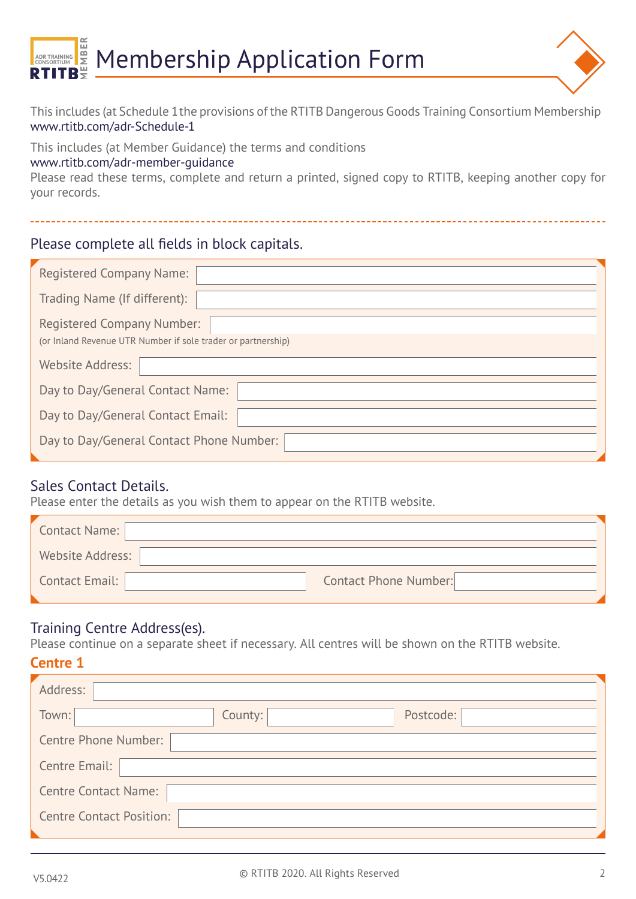# Membership Application Form

This includes (at Schedule 1 the provisions of the RTITB Dangerous Goods Training Consortium Membership
www.rtitb.com/adr-Schedule-1

This includes (at Member Guidance) the terms and conditions
www.rtitb.com/adr-member-guidance
Please read these terms, complete and return a printed, signed copy to RTITB, keeping another copy for your records.

---

Please complete all fields in block capitals.

Registered Company Name:

Trading Name (If different):

Registered Company Number:
(or Inland Revenue UTR Number if sole trader or partnership)

Website Address:

Day to Day/General Contact Name:

Day to Day/General Contact Email:

Day to Day/General Contact Phone Number:

## Sales Contact Details.

Please enter the details as you wish them to appear on the RTITB website.

Contact Name:

Website Address:

Contact Email: Contact Phone Number:

## Training Centre Address(es).

Please continue on a separate sheet if necessary. All centres will be shown on the RTITB website.

**Centre 1**

Address:

Town: County: Postcode:

Centre Phone Number:

Centre Email:

Centre Contact Name:

Centre Contact Position:

V5.0422

© RTITB 2020. All Rights Reserved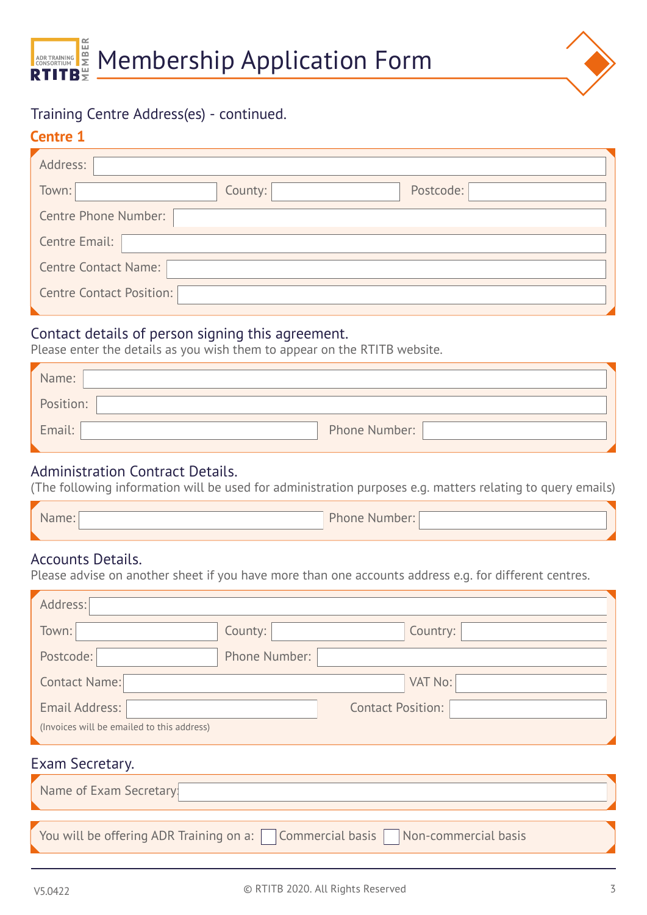# Membership Application Form

## Training Centre Address(es) - continued.

### Centre 1

Address:

Town: County: Postcode:

Centre Phone Number:

Centre Email:

Centre Contact Name:

Centre Contact Position:

## Contact details of person signing this agreement.

Please enter the details as you wish them to appear on the RTITB website.

Name:

Position:

Email: Phone Number:

## Administration Contract Details.

(The following information will be used for administration purposes e.g. matters relating to query emails)

Name: Phone Number:

## Accounts Details.

Please advise on another sheet if you have more than one accounts address e.g. for different centres.

Address:

Town: County: Country:

Postcode: Phone Number:

Contact Name: VAT No:

Email Address: Contact Position:

(Invoices will be emailed to this address)

## Exam Secretary.

Name of Exam Secretary:

You will be offering ADR Training on a: ☐ Commercial basis ☐ Non-commercial basis

V5.0422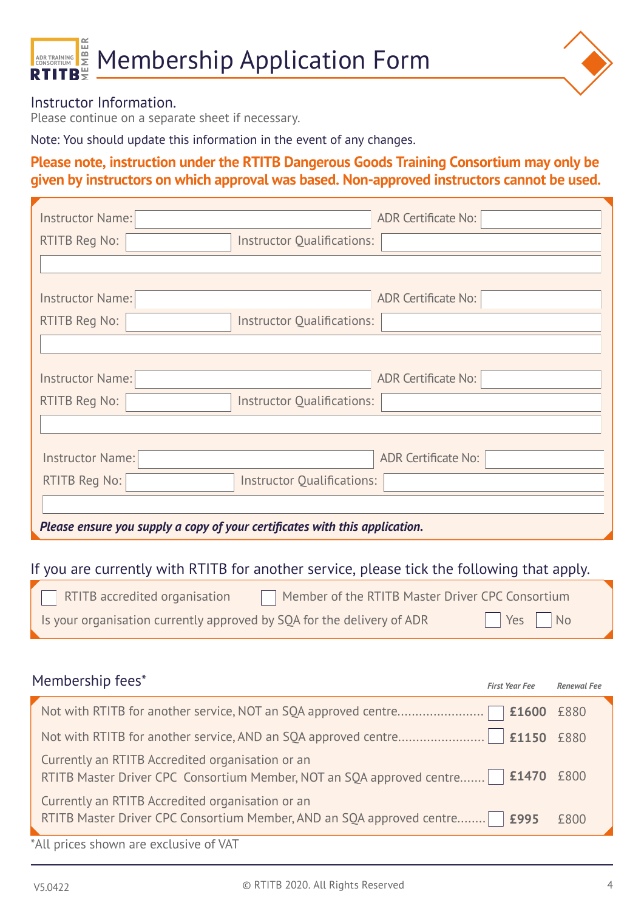# Membership Application Form

## Instructor Information.

Please continue on a separate sheet if necessary.

Note: You should update this information in the event of any changes.

**Please note, instruction under the RTITB Dangerous Goods Training Consortium may only be given by instructors on which approval was based. Non-approved instructors cannot be used.**

Instructor Name: ____________ ADR Certificate No: ____________

RTITB Reg No: ____________ Instructor Qualifications: ____________

Instructor Name: ____________ ADR Certificate No: ____________

RTITB Reg No: ____________ Instructor Qualifications: ____________

Instructor Name: ____________ ADR Certificate No: ____________

RTITB Reg No: ____________ Instructor Qualifications: ____________

Instructor Name: ____________ ADR Certificate No: ____________

RTITB Reg No: ____________ Instructor Qualifications: ____________

***Please ensure you supply a copy of your certificates with this application.***

## If you are currently with RTITB for another service, please tick the following that apply.

☐ RTITB accredited organisation ☐ Member of the RTITB Master Driver CPC Consortium

Is your organisation currently approved by SQA for the delivery of ADR ☐ Yes ☐ No

## Membership fees*

| | | *First Year Fee* | *Renewal Fee* |
|---|---|---|---|
| Not with RTITB for another service, NOT an SQA approved centre........................ | ☐ | **£1600** | £880 |
| Not with RTITB for another service, AND an SQA approved centre........................ | ☐ | **£1150** | £880 |
| Currently an RTITB Accredited organisation or an RTITB Master Driver CPC Consortium Member, NOT an SQA approved centre....... | ☐ | **£1470** | £800 |
| Currently an RTITB Accredited organisation or an RTITB Master Driver CPC Consortium Member, AND an SQA approved centre........ | ☐ | **£995** | £800 |

*All prices shown are exclusive of VAT

V5.0422 © RTITB 2020. All Rights Reserved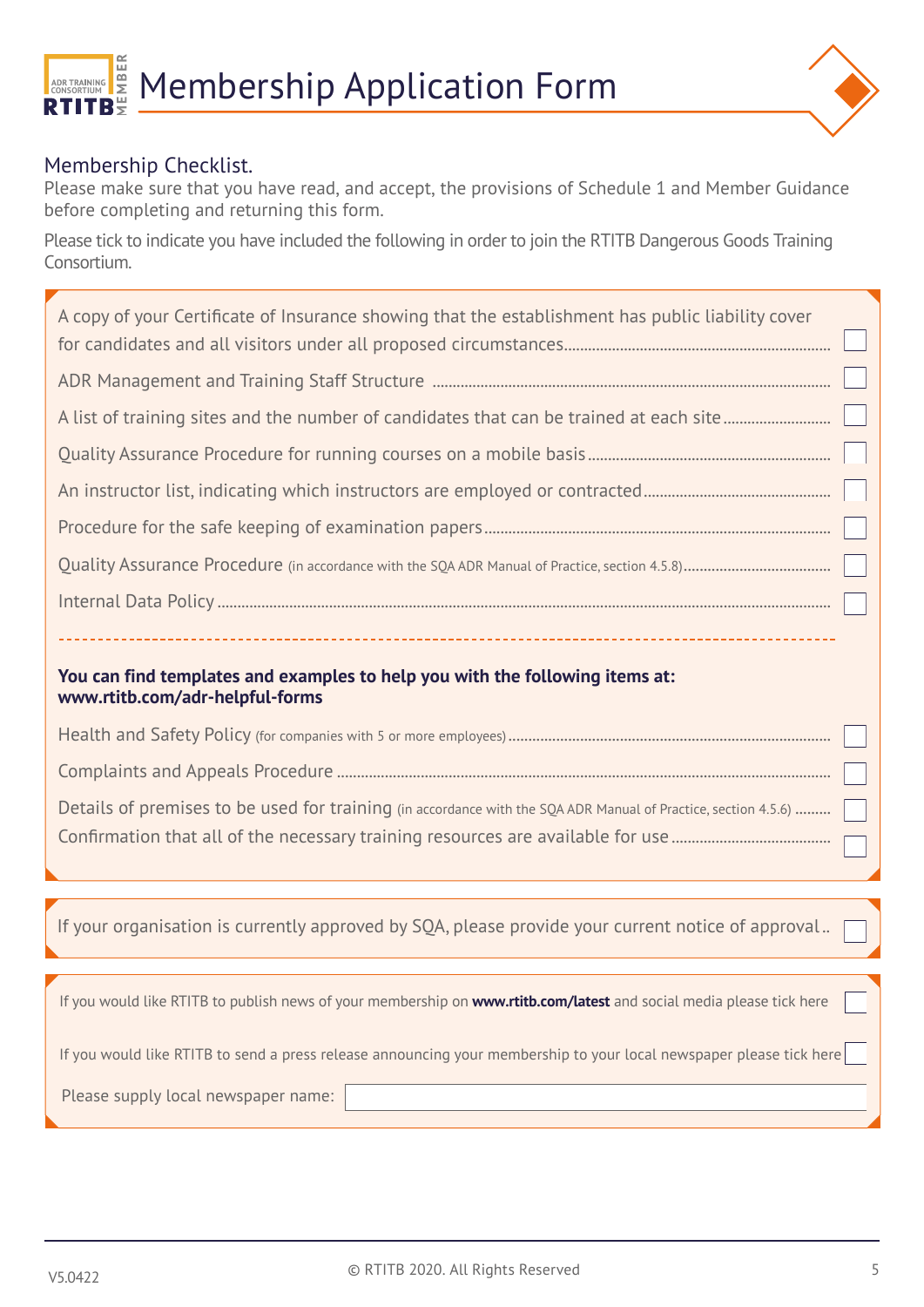# Membership Application Form

## Membership Checklist.

Please make sure that you have read, and accept, the provisions of Schedule 1 and Member Guidance before completing and returning this form.

Please tick to indicate you have included the following in order to join the RTITB Dangerous Goods Training Consortium.

- [ ] A copy of your Certificate of Insurance showing that the establishment has public liability cover for candidates and all visitors under all proposed circumstances
- [ ] ADR Management and Training Staff Structure
- [ ] A list of training sites and the number of candidates that can be trained at each site
- [ ] Quality Assurance Procedure for running courses on a mobile basis
- [ ] An instructor list, indicating which instructors are employed or contracted
- [ ] Procedure for the safe keeping of examination papers
- [ ] Quality Assurance Procedure (in accordance with the SQA ADR Manual of Practice, section 4.5.8)
- [ ] Internal Data Policy

**You can find templates and examples to help you with the following items at: www.rtitb.com/adr-helpful-forms**

- [ ] Health and Safety Policy (for companies with 5 or more employees)
- [ ] Complaints and Appeals Procedure
- [ ] Details of premises to be used for training (in accordance with the SQA ADR Manual of Practice, section 4.5.6)
- [ ] Confirmation that all of the necessary training resources are available for use

- [ ] If your organisation is currently approved by SQA, please provide your current notice of approval

- [ ] If you would like RTITB to publish news of your membership on **www.rtitb.com/latest** and social media please tick here
- [ ] If you would like RTITB to send a press release announcing your membership to your local newspaper please tick here

Please supply local newspaper name: ______________________________

V5.0422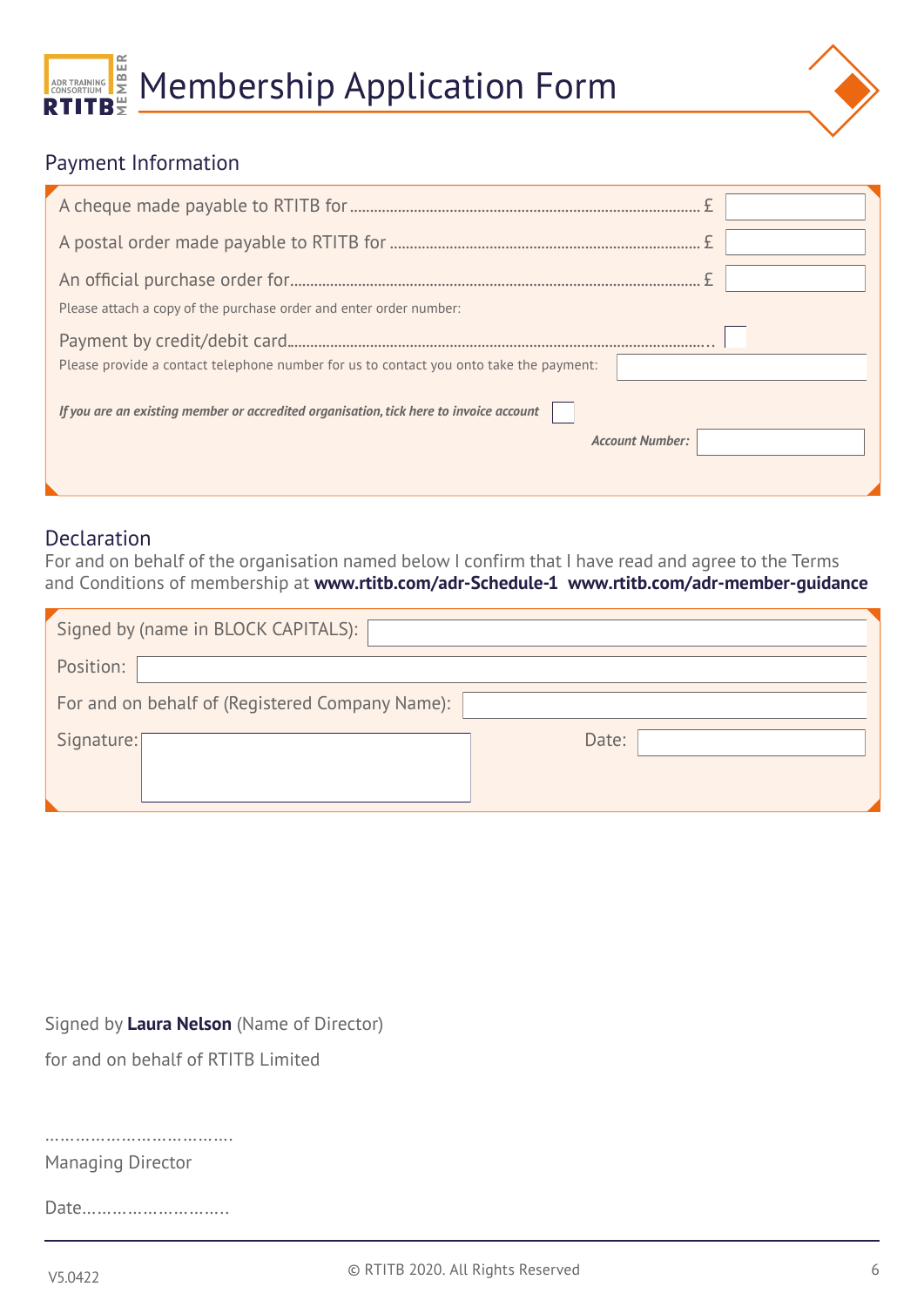# Membership Application Form

## Payment Information

A cheque made payable to RTITB for ........................................................................................ £

A postal order made payable to RTITB for .............................................................................. £

An official purchase order for........................................................................................................ £

Please attach a copy of the purchase order and enter order number:

Payment by credit/debit card...........................................................................................................

Please provide a contact telephone number for us to contact you onto take the payment:

***If you are an existing member or accredited organisation, tick here to invoice account***

***Account Number:***

## Declaration

For and on behalf of the organisation named below I confirm that I have read and agree to the Terms and Conditions of membership at **www.rtitb.com/adr-Schedule-1** **www.rtitb.com/adr-member-guidance**

Signed by (name in BLOCK CAPITALS):

Position:

For and on behalf of (Registered Company Name):

Signature:

Date:

Signed by **Laura Nelson** (Name of Director)

for and on behalf of RTITB Limited

………………………………

Managing Director

Date……………………….

V5.0422

© RTITB 2020. All Rights Reserved